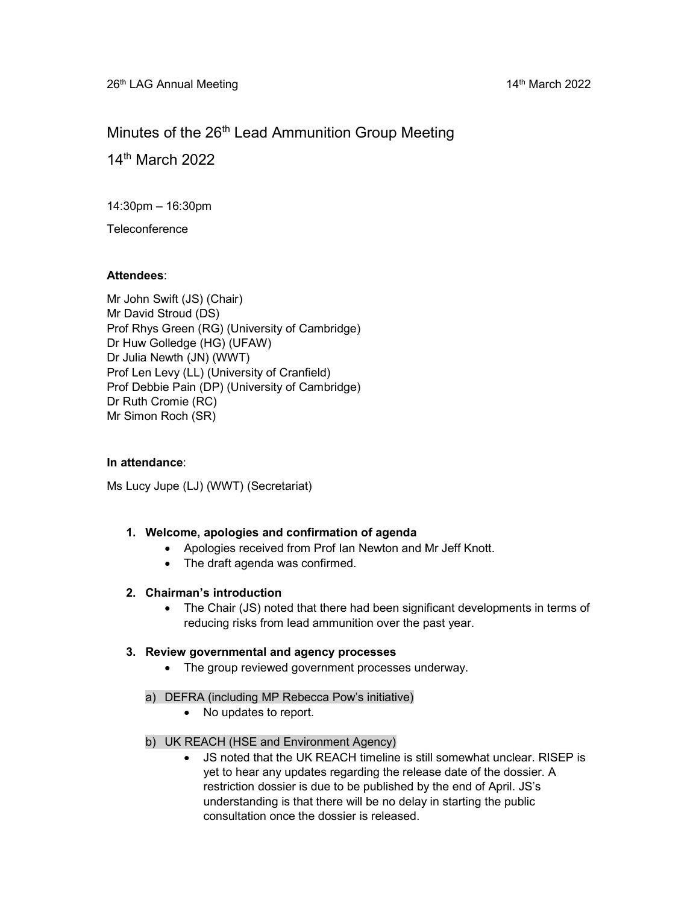# Minutes of the 26th Lead Ammunition Group Meeting

## 14th March 2022

14:30pm – 16:30pm

Teleconference

**Attendees**:

Mr John Swift (JS) (Chair)
Mr David Stroud (DS)
Prof Rhys Green (RG) (University of Cambridge)
Dr Huw Golledge (HG) (UFAW)
Dr Julia Newth (JN) (WWT)
Prof Len Levy (LL) (University of Cranfield)
Prof Debbie Pain (DP) (University of Cambridge)
Dr Ruth Cromie (RC)
Mr Simon Roch (SR)

**In attendance**:

Ms Lucy Jupe (LJ) (WWT) (Secretariat)

1. **Welcome, apologies and confirmation of agenda**
   - Apologies received from Prof Ian Newton and Mr Jeff Knott.
   - The draft agenda was confirmed.

2. **Chairman's introduction**
   - The Chair (JS) noted that there had been significant developments in terms of reducing risks from lead ammunition over the past year.

3. **Review governmental and agency processes**
   - The group reviewed government processes underway.

   a) DEFRA (including MP Rebecca Pow's initiative)
      - No updates to report.

   b) UK REACH (HSE and Environment Agency)
      - JS noted that the UK REACH timeline is still somewhat unclear. RISEP is yet to hear any updates regarding the release date of the dossier. A restriction dossier is due to be published by the end of April. JS's understanding is that there will be no delay in starting the public consultation once the dossier is released.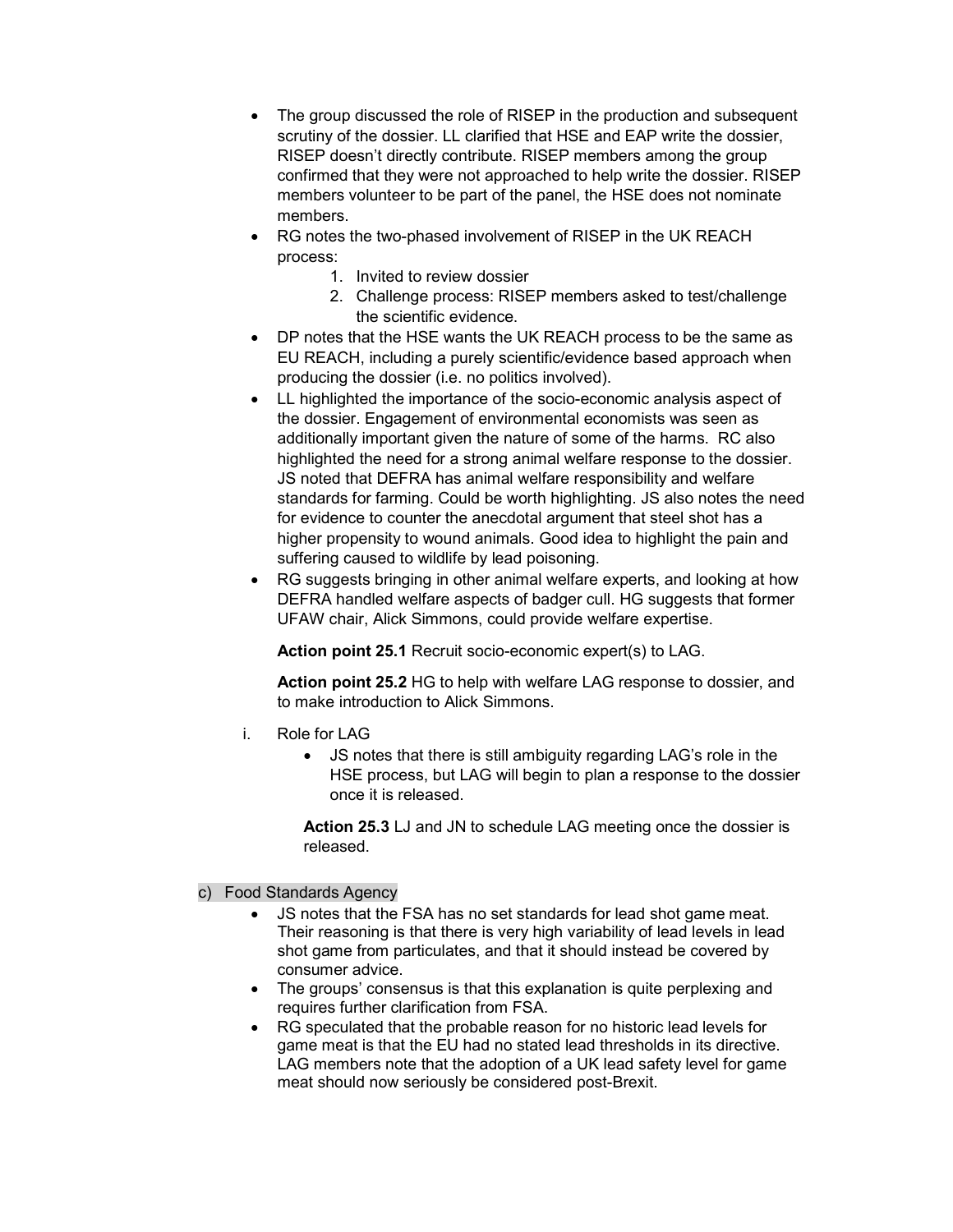- The group discussed the role of RISEP in the production and subsequent scrutiny of the dossier. LL clarified that HSE and EAP write the dossier, RISEP doesn't directly contribute. RISEP members among the group confirmed that they were not approached to help write the dossier. RISEP members volunteer to be part of the panel, the HSE does not nominate members.
- RG notes the two-phased involvement of RISEP in the UK REACH process:
    1. Invited to review dossier
    2. Challenge process: RISEP members asked to test/challenge the scientific evidence.
- DP notes that the HSE wants the UK REACH process to be the same as EU REACH, including a purely scientific/evidence based approach when producing the dossier (i.e. no politics involved).
- LL highlighted the importance of the socio-economic analysis aspect of the dossier. Engagement of environmental economists was seen as additionally important given the nature of some of the harms. RC also highlighted the need for a strong animal welfare response to the dossier. JS noted that DEFRA has animal welfare responsibility and welfare standards for farming. Could be worth highlighting. JS also notes the need for evidence to counter the anecdotal argument that steel shot has a higher propensity to wound animals. Good idea to highlight the pain and suffering caused to wildlife by lead poisoning.
- RG suggests bringing in other animal welfare experts, and looking at how DEFRA handled welfare aspects of badger cull. HG suggests that former UFAW chair, Alick Simmons, could provide welfare expertise.

  **Action point 25.1** Recruit socio-economic expert(s) to LAG.

  **Action point 25.2** HG to help with welfare LAG response to dossier, and to make introduction to Alick Simmons.

i. Role for LAG
    - JS notes that there is still ambiguity regarding LAG's role in the HSE process, but LAG will begin to plan a response to the dossier once it is released.

   **Action 25.3** LJ and JN to schedule LAG meeting once the dossier is released.

c) Food Standards Agency
- JS notes that the FSA has no set standards for lead shot game meat. Their reasoning is that there is very high variability of lead levels in lead shot game from particulates, and that it should instead be covered by consumer advice.
- The groups' consensus is that this explanation is quite perplexing and requires further clarification from FSA.
- RG speculated that the probable reason for no historic lead levels for game meat is that the EU had no stated lead thresholds in its directive. LAG members note that the adoption of a UK lead safety level for game meat should now seriously be considered post-Brexit.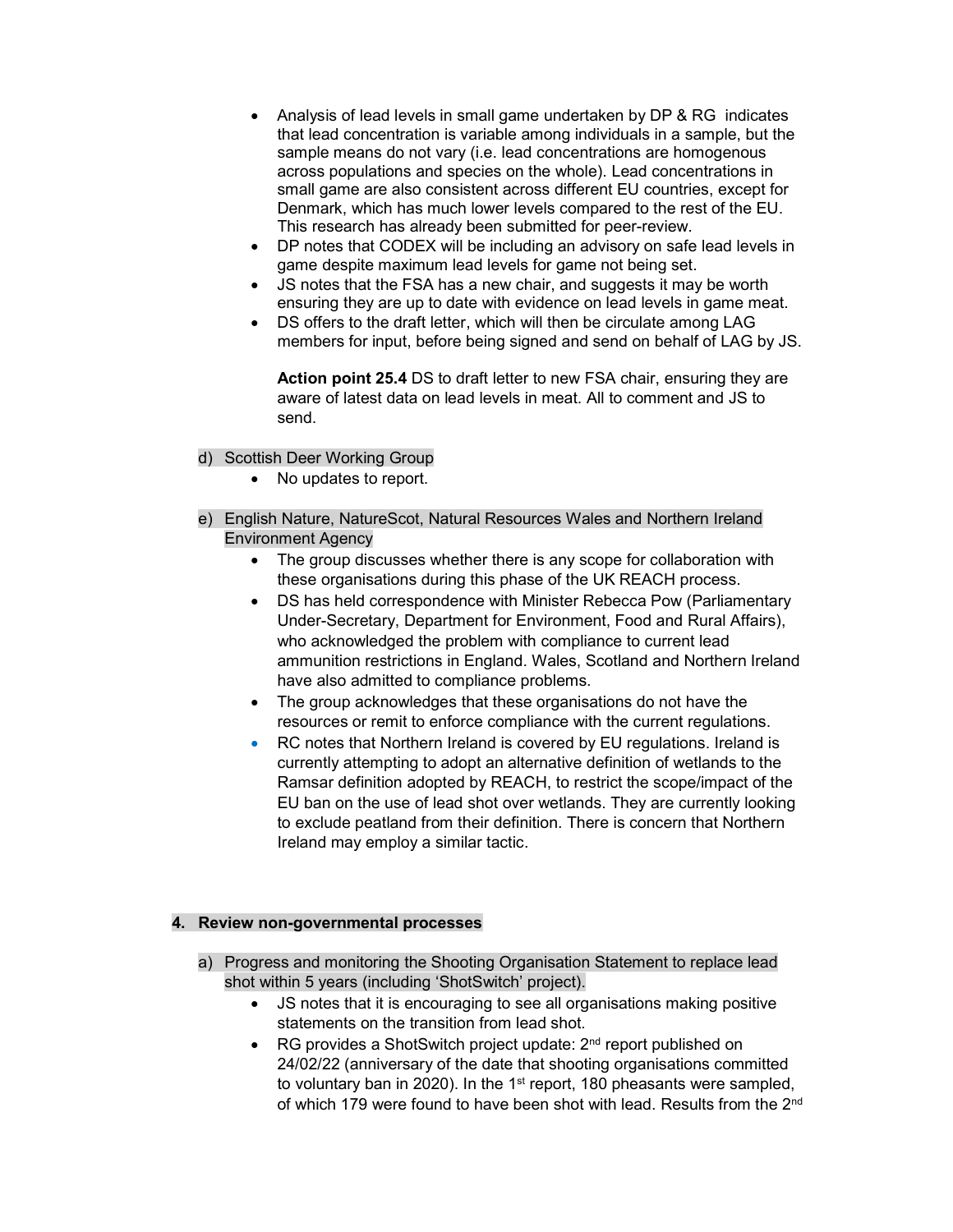- Analysis of lead levels in small game undertaken by DP & RG indicates that lead concentration is variable among individuals in a sample, but the sample means do not vary (i.e. lead concentrations are homogenous across populations and species on the whole). Lead concentrations in small game are also consistent across different EU countries, except for Denmark, which has much lower levels compared to the rest of the EU. This research has already been submitted for peer-review.
- DP notes that CODEX will be including an advisory on safe lead levels in game despite maximum lead levels for game not being set.
- JS notes that the FSA has a new chair, and suggests it may be worth ensuring they are up to date with evidence on lead levels in game meat.
- DS offers to the draft letter, which will then be circulate among LAG members for input, before being signed and send on behalf of LAG by JS.

  **Action point 25.4** DS to draft letter to new FSA chair, ensuring they are aware of latest data on lead levels in meat. All to comment and JS to send.

d) Scottish Deer Working Group

- No updates to report.

e) English Nature, NatureScot, Natural Resources Wales and Northern Ireland Environment Agency

- The group discusses whether there is any scope for collaboration with these organisations during this phase of the UK REACH process.
- DS has held correspondence with Minister Rebecca Pow (Parliamentary Under-Secretary, Department for Environment, Food and Rural Affairs), who acknowledged the problem with compliance to current lead ammunition restrictions in England. Wales, Scotland and Northern Ireland have also admitted to compliance problems.
- The group acknowledges that these organisations do not have the resources or remit to enforce compliance with the current regulations.
- RC notes that Northern Ireland is covered by EU regulations. Ireland is currently attempting to adopt an alternative definition of wetlands to the Ramsar definition adopted by REACH, to restrict the scope/impact of the EU ban on the use of lead shot over wetlands. They are currently looking to exclude peatland from their definition. There is concern that Northern Ireland may employ a similar tactic.

**4. Review non-governmental processes**

a) Progress and monitoring the Shooting Organisation Statement to replace lead shot within 5 years (including 'ShotSwitch' project).

- JS notes that it is encouraging to see all organisations making positive statements on the transition from lead shot.
- RG provides a ShotSwitch project update: 2nd report published on 24/02/22 (anniversary of the date that shooting organisations committed to voluntary ban in 2020). In the 1st report, 180 pheasants were sampled, of which 179 were found to have been shot with lead. Results from the 2nd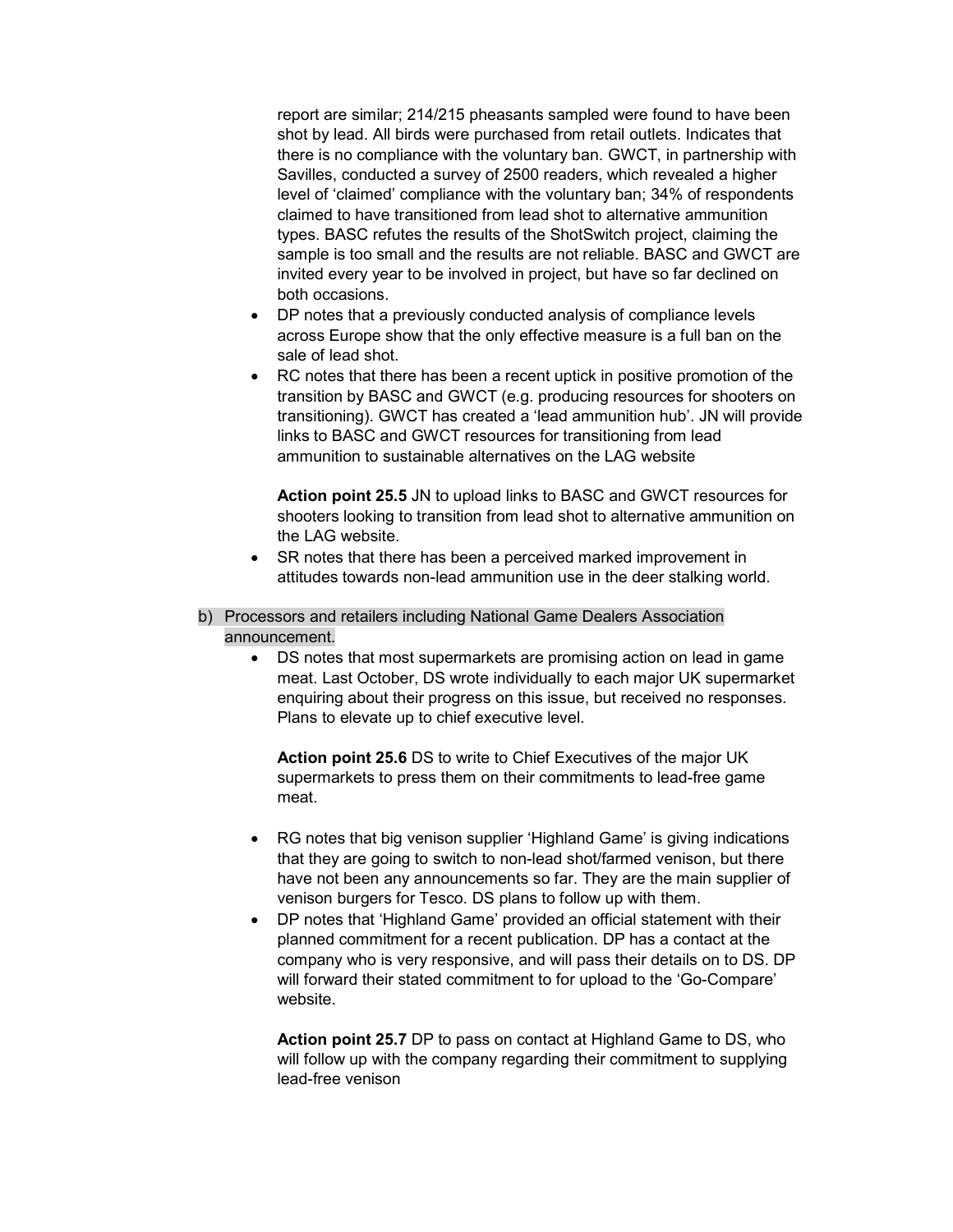report are similar; 214/215 pheasants sampled were found to have been shot by lead. All birds were purchased from retail outlets. Indicates that there is no compliance with the voluntary ban. GWCT, in partnership with Savilles, conducted a survey of 2500 readers, which revealed a higher level of 'claimed' compliance with the voluntary ban; 34% of respondents claimed to have transitioned from lead shot to alternative ammunition types. BASC refutes the results of the ShotSwitch project, claiming the sample is too small and the results are not reliable. BASC and GWCT are invited every year to be involved in project, but have so far declined on both occasions.

- DP notes that a previously conducted analysis of compliance levels across Europe show that the only effective measure is a full ban on the sale of lead shot.
- RC notes that there has been a recent uptick in positive promotion of the transition by BASC and GWCT (e.g. producing resources for shooters on transitioning). GWCT has created a 'lead ammunition hub'. JN will provide links to BASC and GWCT resources for transitioning from lead ammunition to sustainable alternatives on the LAG website

  **Action point 25.5** JN to upload links to BASC and GWCT resources for shooters looking to transition from lead shot to alternative ammunition on the LAG website.
- SR notes that there has been a perceived marked improvement in attitudes towards non-lead ammunition use in the deer stalking world.

b) Processors and retailers including National Game Dealers Association announcement.

- DS notes that most supermarkets are promising action on lead in game meat. Last October, DS wrote individually to each major UK supermarket enquiring about their progress on this issue, but received no responses. Plans to elevate up to chief executive level.

  **Action point 25.6** DS to write to Chief Executives of the major UK supermarkets to press them on their commitments to lead-free game meat.

- RG notes that big venison supplier 'Highland Game' is giving indications that they are going to switch to non-lead shot/farmed venison, but there have not been any announcements so far. They are the main supplier of venison burgers for Tesco. DS plans to follow up with them.
- DP notes that 'Highland Game' provided an official statement with their planned commitment for a recent publication. DP has a contact at the company who is very responsive, and will pass their details on to DS. DP will forward their stated commitment to for upload to the 'Go-Compare' website.

  **Action point 25.7** DP to pass on contact at Highland Game to DS, who will follow up with the company regarding their commitment to supplying lead-free venison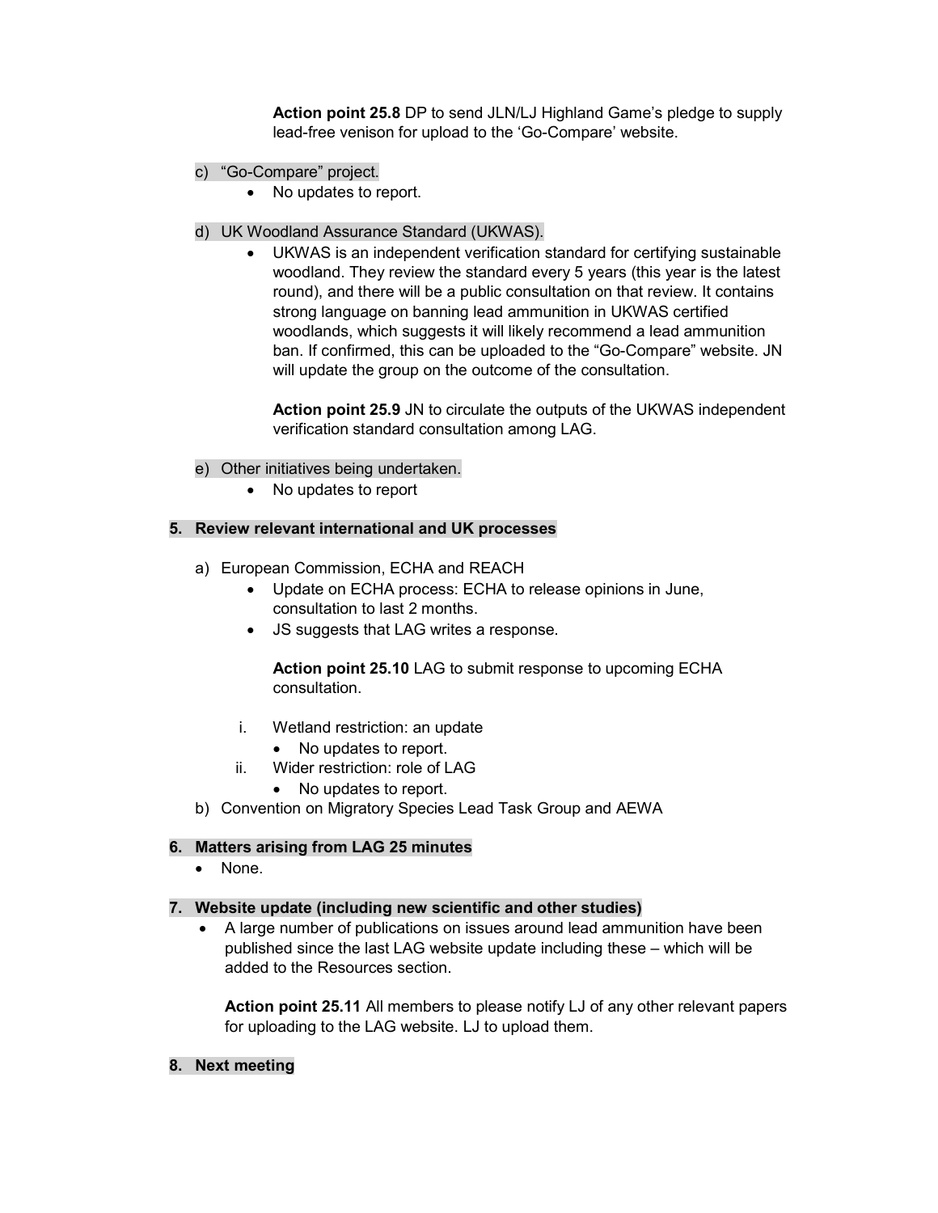**Action point 25.8** DP to send JLN/LJ Highland Game's pledge to supply lead-free venison for upload to the 'Go-Compare' website.

c) "Go-Compare" project.

- No updates to report.

d) UK Woodland Assurance Standard (UKWAS).

- UKWAS is an independent verification standard for certifying sustainable woodland. They review the standard every 5 years (this year is the latest round), and there will be a public consultation on that review. It contains strong language on banning lead ammunition in UKWAS certified woodlands, which suggests it will likely recommend a lead ammunition ban. If confirmed, this can be uploaded to the "Go-Compare" website. JN will update the group on the outcome of the consultation.

  **Action point 25.9** JN to circulate the outputs of the UKWAS independent verification standard consultation among LAG.

e) Other initiatives being undertaken.

- No updates to report

## 5. Review relevant international and UK processes

a) European Commission, ECHA and REACH

- Update on ECHA process: ECHA to release opinions in June, consultation to last 2 months.
- JS suggests that LAG writes a response.

  **Action point 25.10** LAG to submit response to upcoming ECHA consultation.

i. Wetland restriction: an update
   - No updates to report.

ii. Wider restriction: role of LAG
   - No updates to report.

b) Convention on Migratory Species Lead Task Group and AEWA

## 6. Matters arising from LAG 25 minutes

- None.

## 7. Website update (including new scientific and other studies)

- A large number of publications on issues around lead ammunition have been published since the last LAG website update including these – which will be added to the Resources section.

  **Action point 25.11** All members to please notify LJ of any other relevant papers for uploading to the LAG website. LJ to upload them.

## 8. Next meeting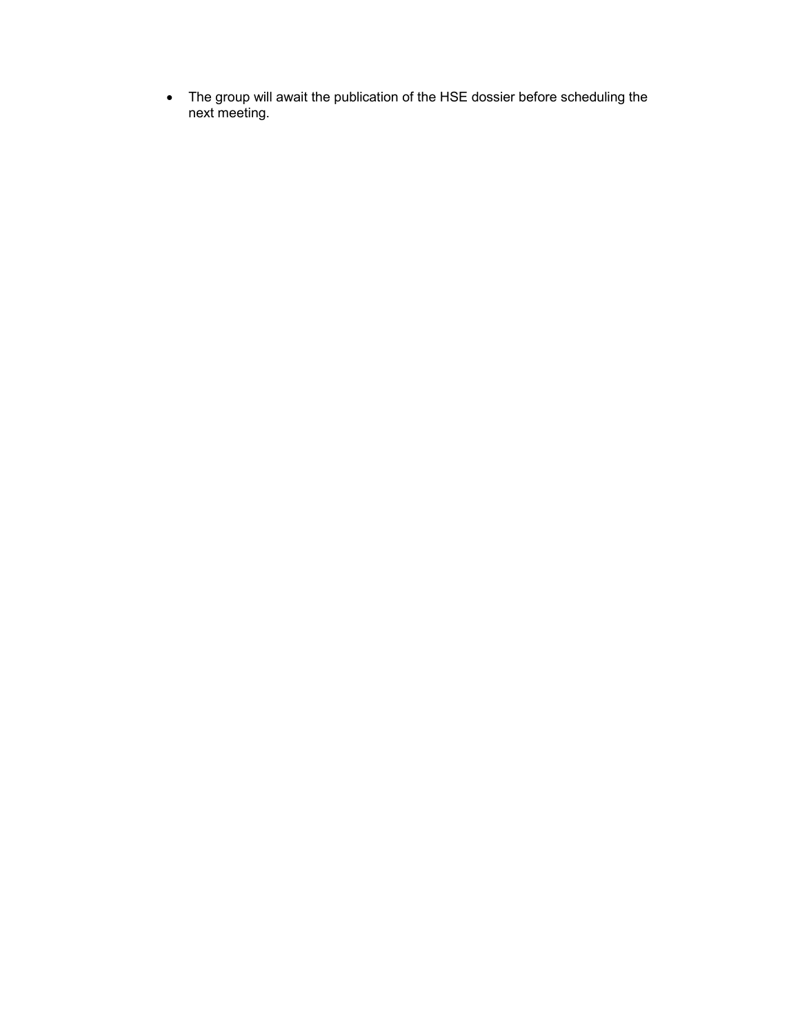- The group will await the publication of the HSE dossier before scheduling the next meeting.